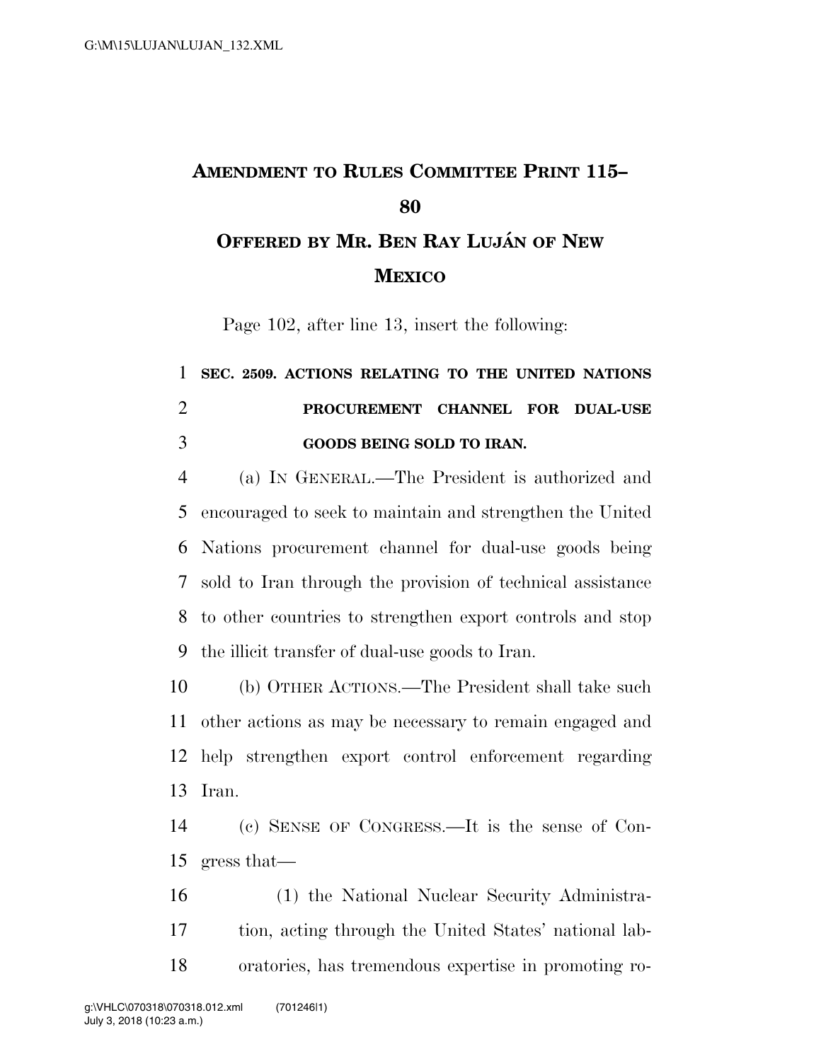# AMENDMENT TO RULES COMMITTEE PRINT 115–80

## OFFERED BY MR. BEN RAY LUJÁN OF NEW MEXICO

Page 102, after line 13, insert the following:

**SEC. 2509. ACTIONS RELATING TO THE UNITED NATIONS PROCUREMENT CHANNEL FOR DUAL-USE GOODS BEING SOLD TO IRAN.**

(a) IN GENERAL.—The President is authorized and encouraged to seek to maintain and strengthen the United Nations procurement channel for dual-use goods being sold to Iran through the provision of technical assistance to other countries to strengthen export controls and stop the illicit transfer of dual-use goods to Iran.

(b) OTHER ACTIONS.—The President shall take such other actions as may be necessary to remain engaged and help strengthen export control enforcement regarding Iran.

(c) SENSE OF CONGRESS.—It is the sense of Congress that—

(1) the National Nuclear Security Administration, acting through the United States' national laboratories, has tremendous expertise in promoting ro-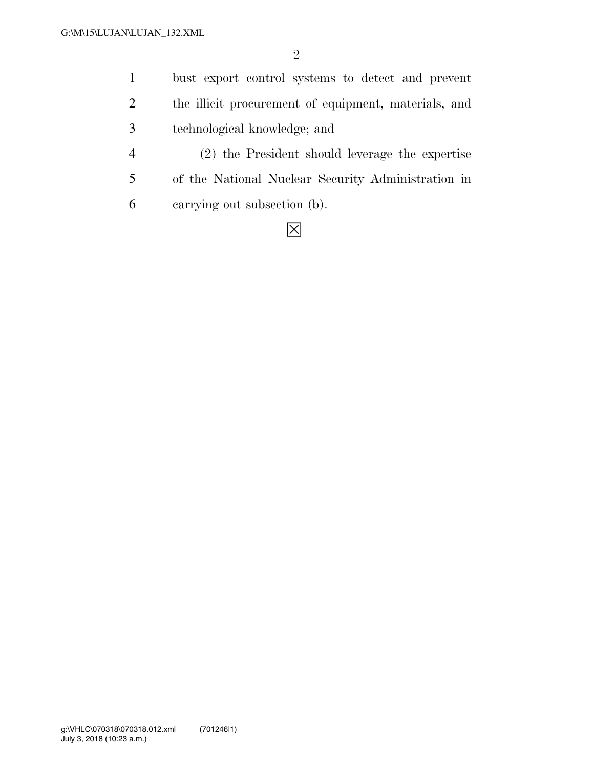bust export control systems to detect and prevent the illicit procurement of equipment, materials, and technological knowledge; and

(2) the President should leverage the expertise of the National Nuclear Security Administration in carrying out subsection (b).